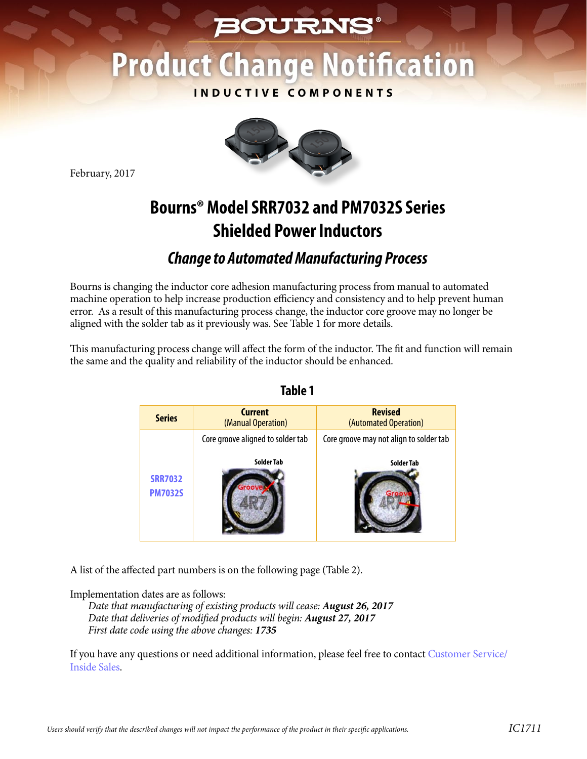# BOURNS®

# Product Change Notification

INDUCTIVE COMPONENTS

February, 2017

## Bourns® Model SRR7032 and PM7032S Series Shielded Power Inductors

### *Change to Automated Manufacturing Process*

Bourns is changing the inductor core adhesion manufacturing process from manual to automated machine operation to help increase production efficiency and consistency and to help prevent human error. As a result of this manufacturing process change, the inductor core groove may no longer be aligned with the solder tab as it previously was. See Table 1 for more details.

This manufacturing process change will affect the form of the inductor. The fit and function will remain the same and the quality and reliability of the inductor should be enhanced.

**Table 1**

| Series | Current (Manual Operation) | Revised (Automated Operation) |
|---|---|---|
| SRR7032 PM7032S | Core groove aligned to solder tab | Core groove may not align to solder tab |

A list of the affected part numbers is on the following page (Table 2).

Implementation dates are as follows:

*Date that manufacturing of existing products will cease:* ***August 26, 2017***
*Date that deliveries of modified products will begin:* ***August 27, 2017***
*First date code using the above changes:* ***1735***

If you have any questions or need additional information, please feel free to contact Customer Service/ Inside Sales.

*Users should verify that the described changes will not impact the performance of the product in their specific applications.*

IC1711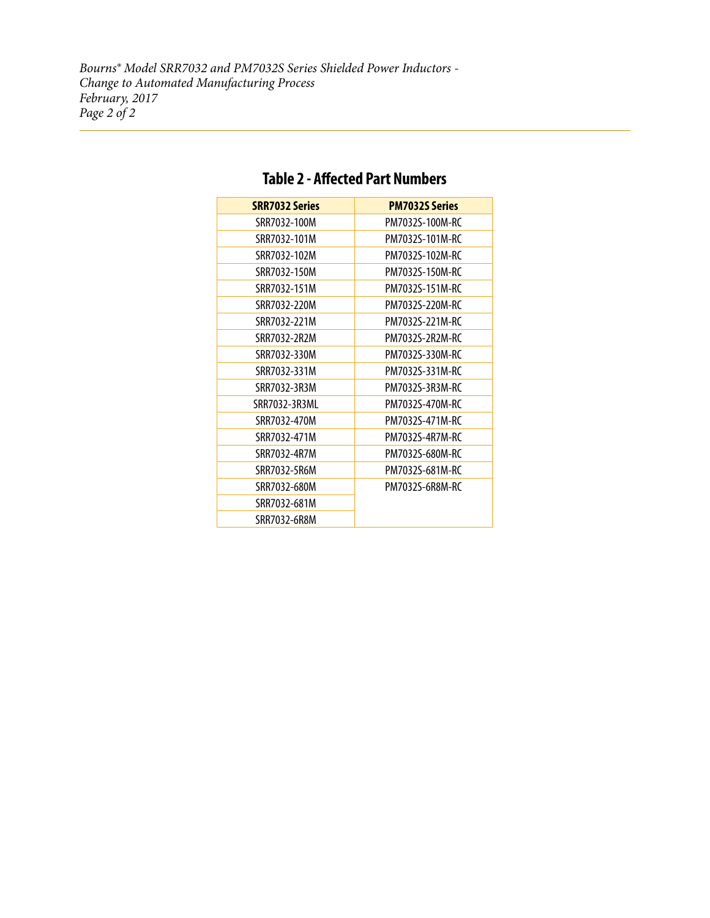## Table 2 - Affected Part Numbers

| SRR7032 Series | PM7032S Series |
|---|---|
| SRR7032-100M | PM7032S-100M-RC |
| SRR7032-101M | PM7032S-101M-RC |
| SRR7032-102M | PM7032S-102M-RC |
| SRR7032-150M | PM7032S-150M-RC |
| SRR7032-151M | PM7032S-151M-RC |
| SRR7032-220M | PM7032S-220M-RC |
| SRR7032-221M | PM7032S-221M-RC |
| SRR7032-2R2M | PM7032S-2R2M-RC |
| SRR7032-330M | PM7032S-330M-RC |
| SRR7032-331M | PM7032S-331M-RC |
| SRR7032-3R3M | PM7032S-3R3M-RC |
| SRR7032-3R3ML | PM7032S-470M-RC |
| SRR7032-470M | PM7032S-471M-RC |
| SRR7032-471M | PM7032S-4R7M-RC |
| SRR7032-4R7M | PM7032S-680M-RC |
| SRR7032-5R6M | PM7032S-681M-RC |
| SRR7032-680M | PM7032S-6R8M-RC |
| SRR7032-681M | |
| SRR7032-6R8M | |